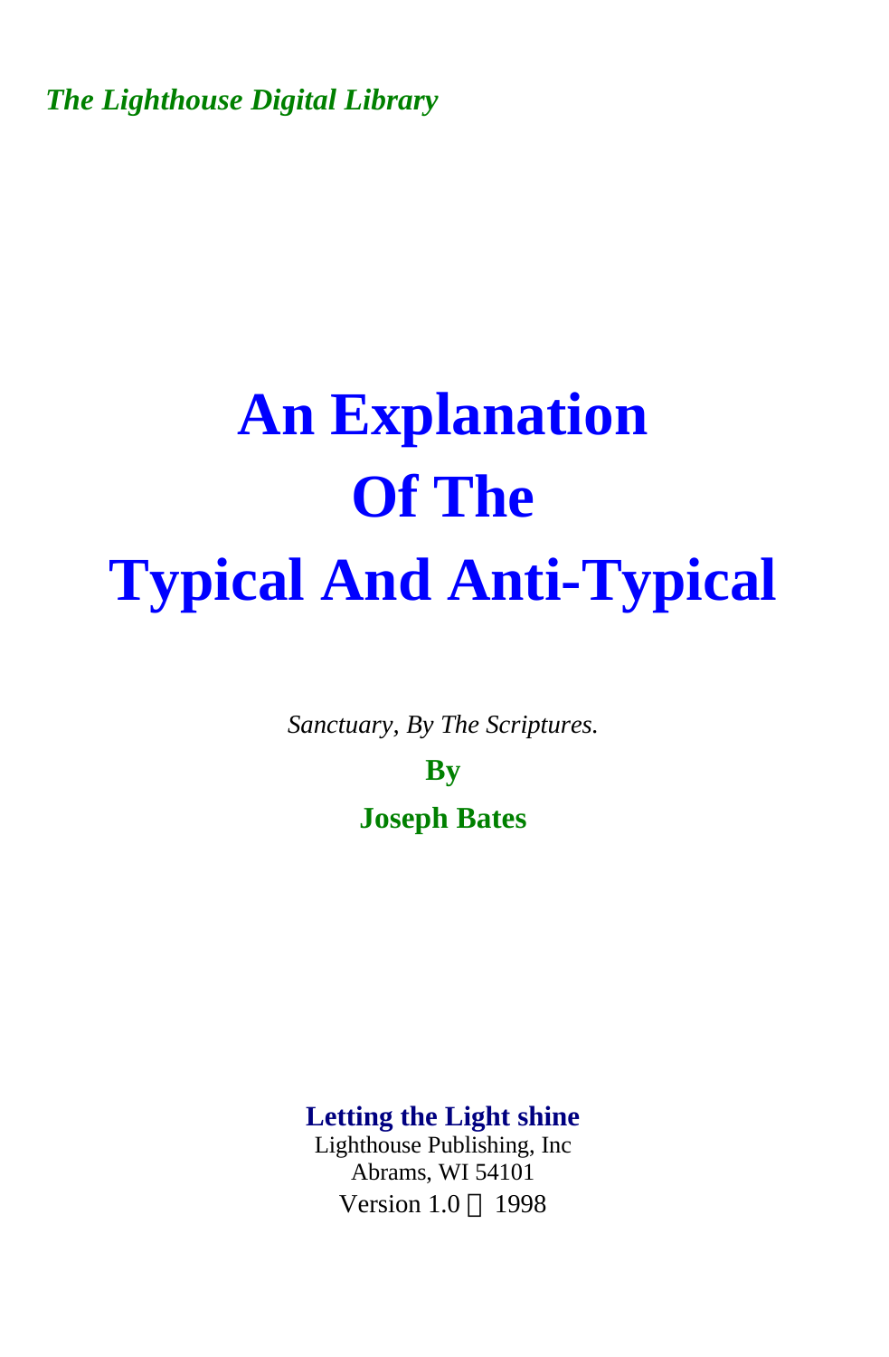*The Lighthouse Digital Library*

# An Explanation Of The Typical And Anti-Typical

*Sanctuary, By The Scriptures.*

**By**

**Joseph Bates**

**Letting the Light shine**

Lighthouse Publishing, Inc

Abrams, WI 54101

Version 1.0 © 1998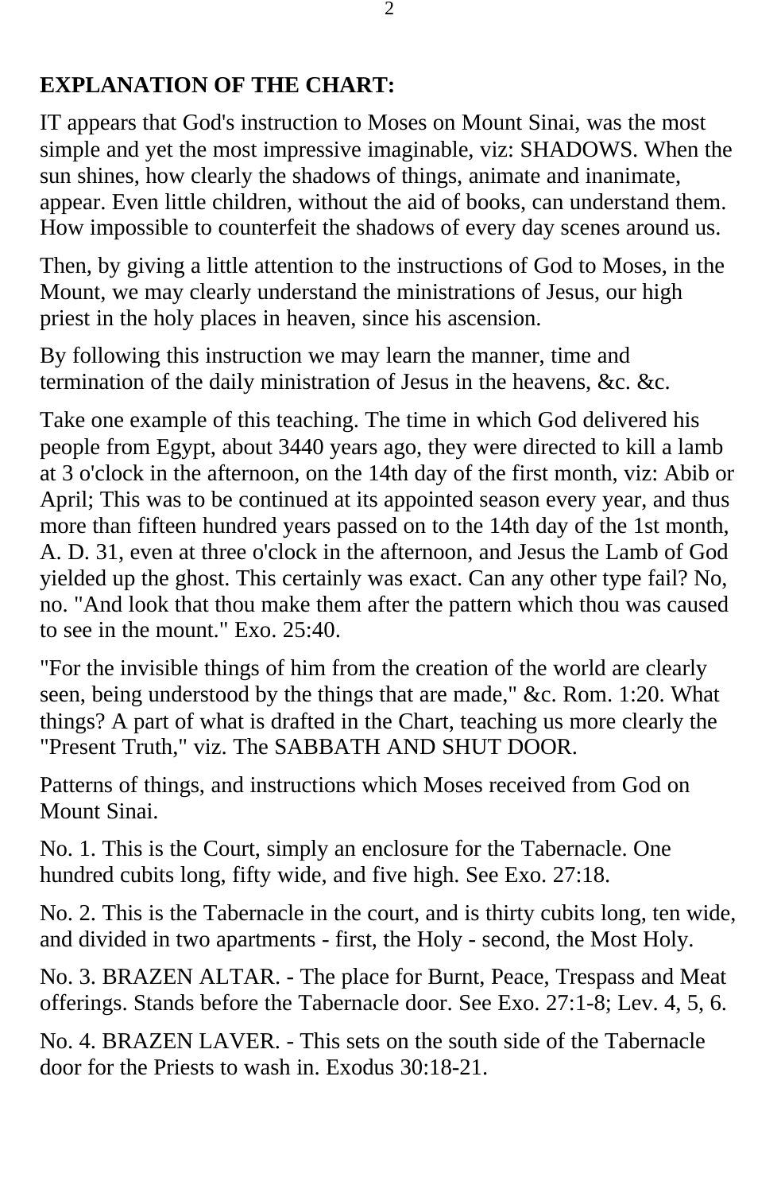**EXPLANATION OF THE CHART:**

IT appears that God's instruction to Moses on Mount Sinai, was the most simple and yet the most impressive imaginable, viz: SHADOWS. When the sun shines, how clearly the shadows of things, animate and inanimate, appear. Even little children, without the aid of books, can understand them. How impossible to counterfeit the shadows of every day scenes around us.

Then, by giving a little attention to the instructions of God to Moses, in the Mount, we may clearly understand the ministrations of Jesus, our high priest in the holy places in heaven, since his ascension.

By following this instruction we may learn the manner, time and termination of the daily ministration of Jesus in the heavens, &c. &c.

Take one example of this teaching. The time in which God delivered his people from Egypt, about 3440 years ago, they were directed to kill a lamb at 3 o'clock in the afternoon, on the 14th day of the first month, viz: Abib or April; This was to be continued at its appointed season every year, and thus more than fifteen hundred years passed on to the 14th day of the 1st month, A. D. 31, even at three o'clock in the afternoon, and Jesus the Lamb of God yielded up the ghost. This certainly was exact. Can any other type fail? No, no. "And look that thou make them after the pattern which thou was caused to see in the mount." Exo. 25:40.

"For the invisible things of him from the creation of the world are clearly seen, being understood by the things that are made," &c. Rom. 1:20. What things? A part of what is drafted in the Chart, teaching us more clearly the "Present Truth," viz. The SABBATH AND SHUT DOOR.

Patterns of things, and instructions which Moses received from God on Mount Sinai.

No. 1. This is the Court, simply an enclosure for the Tabernacle. One hundred cubits long, fifty wide, and five high. See Exo. 27:18.

No. 2. This is the Tabernacle in the court, and is thirty cubits long, ten wide, and divided in two apartments - first, the Holy - second, the Most Holy.

No. 3. BRAZEN ALTAR. - The place for Burnt, Peace, Trespass and Meat offerings. Stands before the Tabernacle door. See Exo. 27:1-8; Lev. 4, 5, 6.

No. 4. BRAZEN LAVER. - This sets on the south side of the Tabernacle door for the Priests to wash in. Exodus 30:18-21.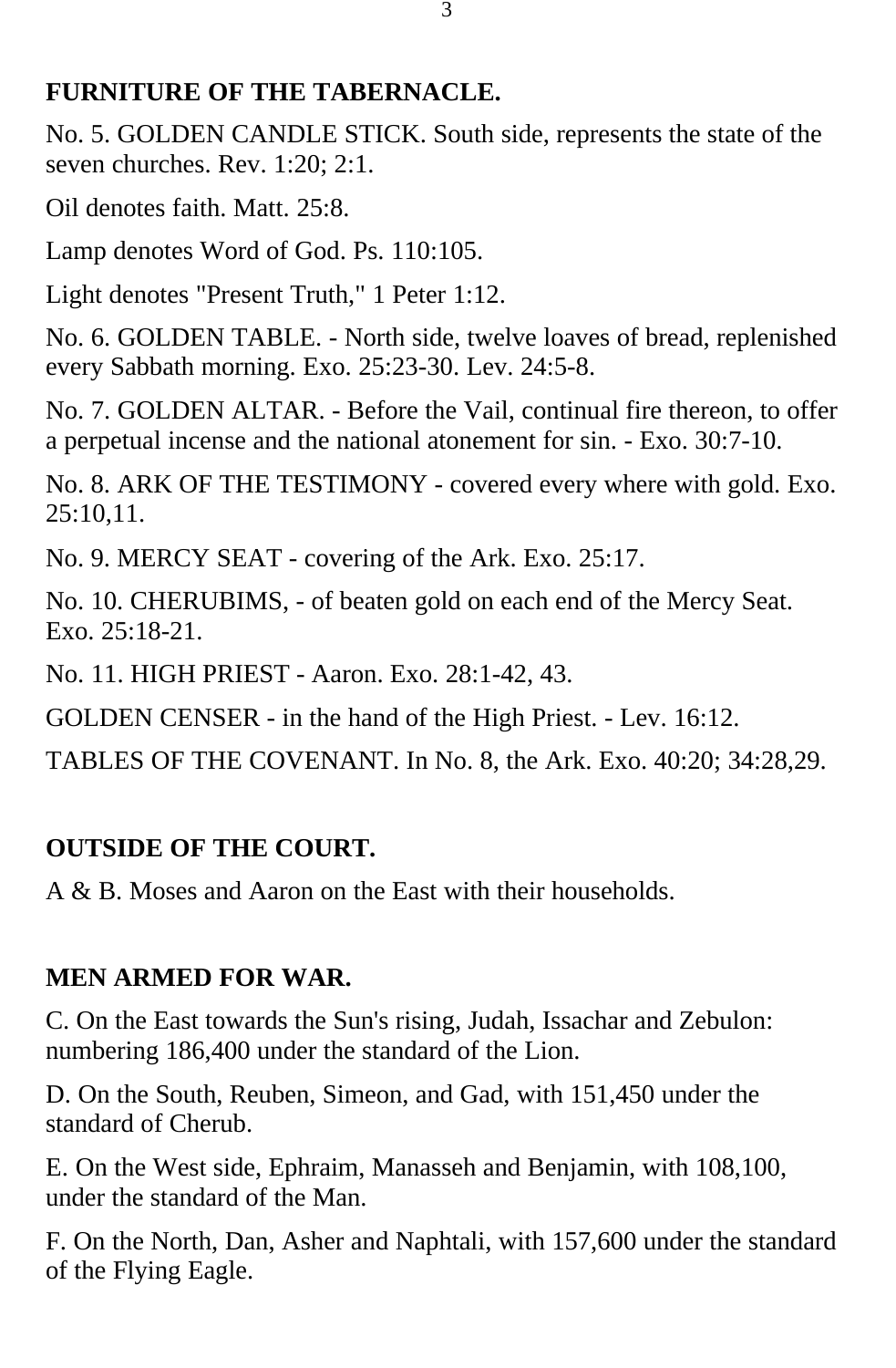**FURNITURE OF THE TABERNACLE.**

No. 5. GOLDEN CANDLE STICK. South side, represents the state of the seven churches. Rev. 1:20; 2:1.

Oil denotes faith. Matt. 25:8.

Lamp denotes Word of God. Ps. 110:105.

Light denotes "Present Truth," 1 Peter 1:12.

No. 6. GOLDEN TABLE. - North side, twelve loaves of bread, replenished every Sabbath morning. Exo. 25:23-30. Lev. 24:5-8.

No. 7. GOLDEN ALTAR. - Before the Vail, continual fire thereon, to offer a perpetual incense and the national atonement for sin. - Exo. 30:7-10.

No. 8. ARK OF THE TESTIMONY - covered every where with gold. Exo. 25:10,11.

No. 9. MERCY SEAT - covering of the Ark. Exo. 25:17.

No. 10. CHERUBIMS, - of beaten gold on each end of the Mercy Seat. Exo. 25:18-21.

No. 11. HIGH PRIEST - Aaron. Exo. 28:1-42, 43.

GOLDEN CENSER - in the hand of the High Priest. - Lev. 16:12.

TABLES OF THE COVENANT. In No. 8, the Ark. Exo. 40:20; 34:28,29.

**OUTSIDE OF THE COURT.**

A & B. Moses and Aaron on the East with their households.

**MEN ARMED FOR WAR.**

C. On the East towards the Sun's rising, Judah, Issachar and Zebulon: numbering 186,400 under the standard of the Lion.

D. On the South, Reuben, Simeon, and Gad, with 151,450 under the standard of Cherub.

E. On the West side, Ephraim, Manasseh and Benjamin, with 108,100, under the standard of the Man.

F. On the North, Dan, Asher and Naphtali, with 157,600 under the standard of the Flying Eagle.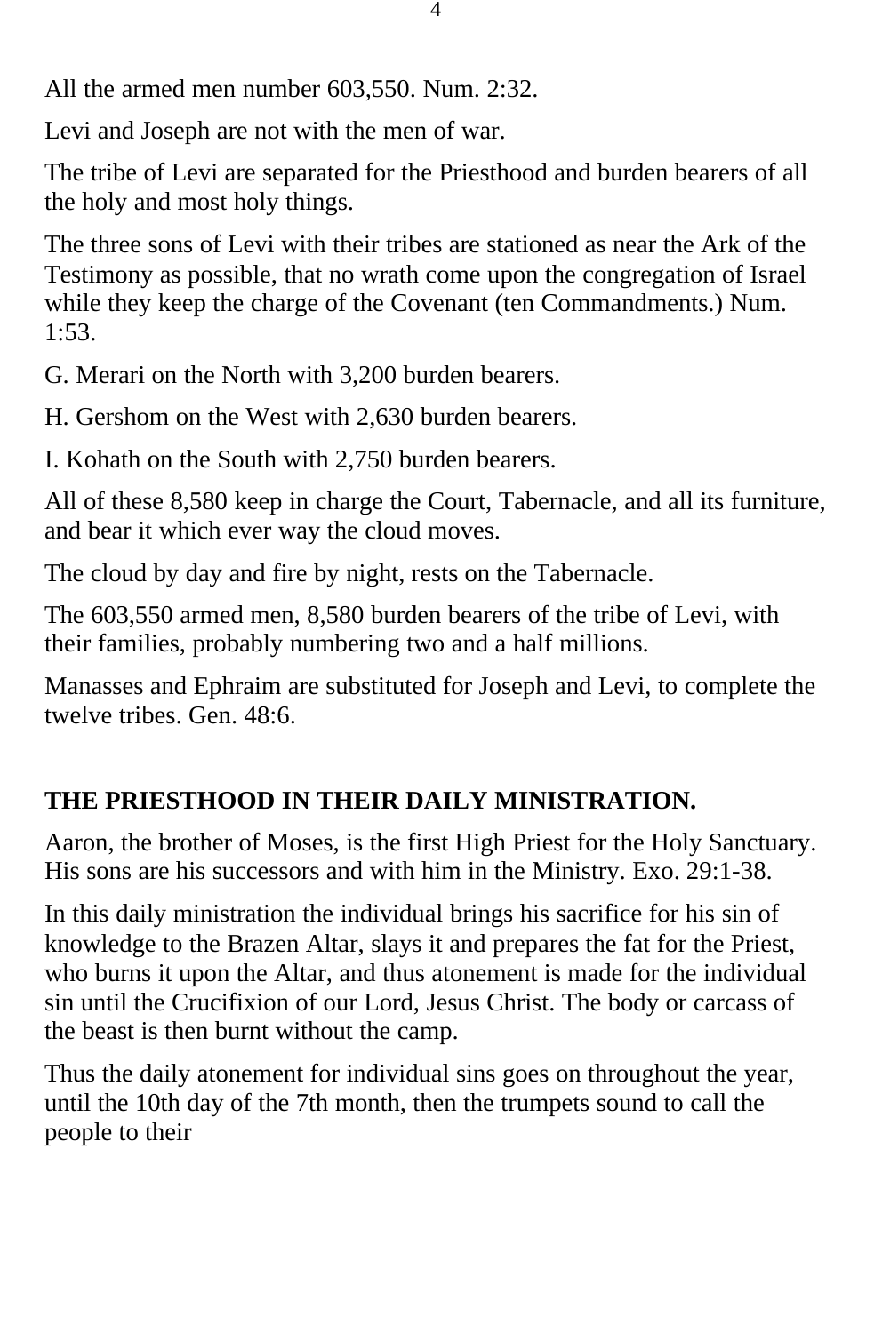All the armed men number 603,550. Num. 2:32.

Levi and Joseph are not with the men of war.

The tribe of Levi are separated for the Priesthood and burden bearers of all the holy and most holy things.

The three sons of Levi with their tribes are stationed as near the Ark of the Testimony as possible, that no wrath come upon the congregation of Israel while they keep the charge of the Covenant (ten Commandments.) Num. 1:53.

G. Merari on the North with 3,200 burden bearers.

H. Gershom on the West with 2,630 burden bearers.

I. Kohath on the South with 2,750 burden bearers.

All of these 8,580 keep in charge the Court, Tabernacle, and all its furniture, and bear it which ever way the cloud moves.

The cloud by day and fire by night, rests on the Tabernacle.

The 603,550 armed men, 8,580 burden bearers of the tribe of Levi, with their families, probably numbering two and a half millions.

Manasses and Ephraim are substituted for Joseph and Levi, to complete the twelve tribes. Gen. 48:6.

## THE PRIESTHOOD IN THEIR DAILY MINISTRATION.

Aaron, the brother of Moses, is the first High Priest for the Holy Sanctuary. His sons are his successors and with him in the Ministry. Exo. 29:1-38.

In this daily ministration the individual brings his sacrifice for his sin of knowledge to the Brazen Altar, slays it and prepares the fat for the Priest, who burns it upon the Altar, and thus atonement is made for the individual sin until the Crucifixion of our Lord, Jesus Christ. The body or carcass of the beast is then burnt without the camp.

Thus the daily atonement for individual sins goes on throughout the year, until the 10th day of the 7th month, then the trumpets sound to call the people to their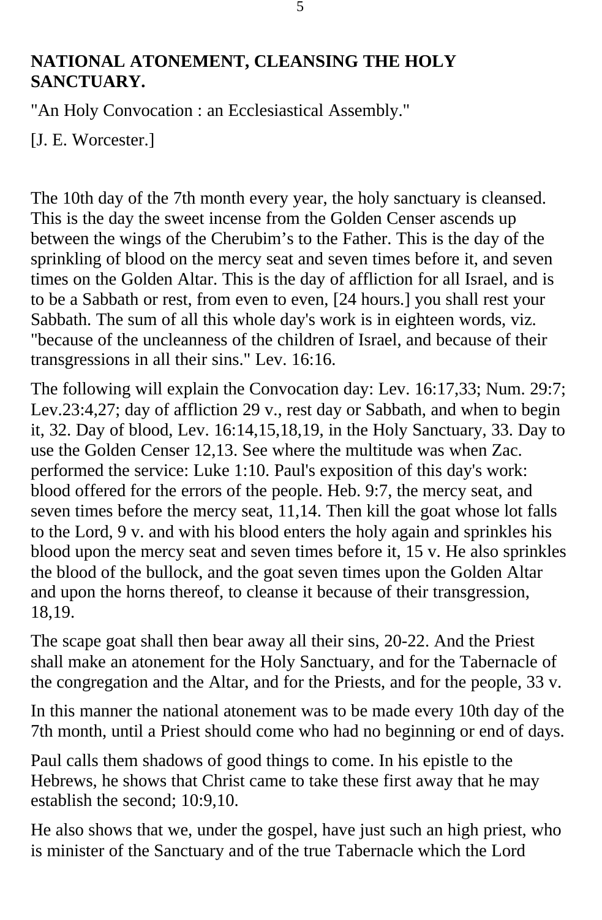## NATIONAL ATONEMENT, CLEANSING THE HOLY SANCTUARY.

"An Holy Convocation : an Ecclesiastical Assembly."

[J. E. Worcester.]

The 10th day of the 7th month every year, the holy sanctuary is cleansed. This is the day the sweet incense from the Golden Censer ascends up between the wings of the Cherubim's to the Father. This is the day of the sprinkling of blood on the mercy seat and seven times before it, and seven times on the Golden Altar. This is the day of affliction for all Israel, and is to be a Sabbath or rest, from even to even, [24 hours.] you shall rest your Sabbath. The sum of all this whole day's work is in eighteen words, viz. "because of the uncleanness of the children of Israel, and because of their transgressions in all their sins." Lev. 16:16.

The following will explain the Convocation day: Lev. 16:17,33; Num. 29:7; Lev.23:4,27; day of affliction 29 v., rest day or Sabbath, and when to begin it, 32. Day of blood, Lev. 16:14,15,18,19, in the Holy Sanctuary, 33. Day to use the Golden Censer 12,13. See where the multitude was when Zac. performed the service: Luke 1:10. Paul's exposition of this day's work: blood offered for the errors of the people. Heb. 9:7, the mercy seat, and seven times before the mercy seat, 11,14. Then kill the goat whose lot falls to the Lord, 9 v. and with his blood enters the holy again and sprinkles his blood upon the mercy seat and seven times before it, 15 v. He also sprinkles the blood of the bullock, and the goat seven times upon the Golden Altar and upon the horns thereof, to cleanse it because of their transgression, 18,19.

The scape goat shall then bear away all their sins, 20-22. And the Priest shall make an atonement for the Holy Sanctuary, and for the Tabernacle of the congregation and the Altar, and for the Priests, and for the people, 33 v.

In this manner the national atonement was to be made every 10th day of the 7th month, until a Priest should come who had no beginning or end of days.

Paul calls them shadows of good things to come. In his epistle to the Hebrews, he shows that Christ came to take these first away that he may establish the second; 10:9,10.

He also shows that we, under the gospel, have just such an high priest, who is minister of the Sanctuary and of the true Tabernacle which the Lord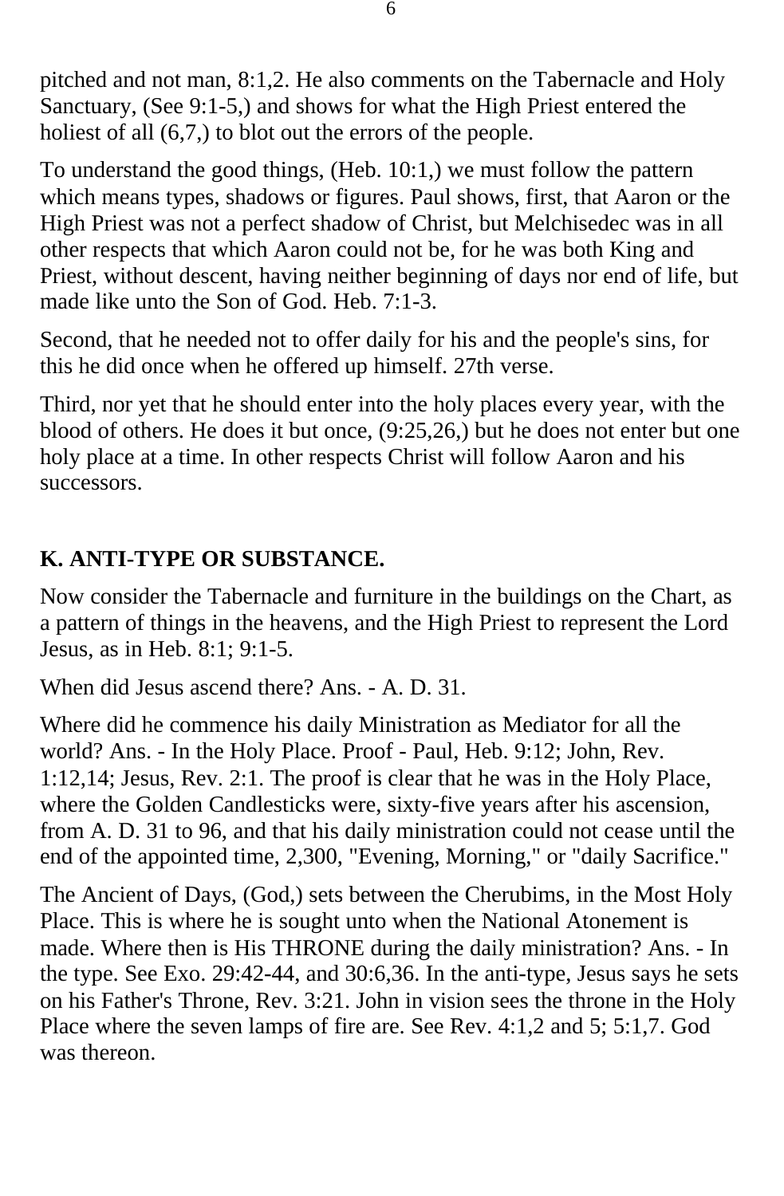pitched and not man, 8:1,2. He also comments on the Tabernacle and Holy Sanctuary, (See 9:1-5,) and shows for what the High Priest entered the holiest of all (6,7,) to blot out the errors of the people.

To understand the good things, (Heb. 10:1,) we must follow the pattern which means types, shadows or figures. Paul shows, first, that Aaron or the High Priest was not a perfect shadow of Christ, but Melchisedec was in all other respects that which Aaron could not be, for he was both King and Priest, without descent, having neither beginning of days nor end of life, but made like unto the Son of God. Heb. 7:1-3.

Second, that he needed not to offer daily for his and the people's sins, for this he did once when he offered up himself. 27th verse.

Third, nor yet that he should enter into the holy places every year, with the blood of others. He does it but once, (9:25,26,) but he does not enter but one holy place at a time. In other respects Christ will follow Aaron and his successors.

### K. ANTI-TYPE OR SUBSTANCE.

Now consider the Tabernacle and furniture in the buildings on the Chart, as a pattern of things in the heavens, and the High Priest to represent the Lord Jesus, as in Heb. 8:1; 9:1-5.

When did Jesus ascend there? Ans. - A. D. 31.

Where did he commence his daily Ministration as Mediator for all the world? Ans. - In the Holy Place. Proof - Paul, Heb. 9:12; John, Rev. 1:12,14; Jesus, Rev. 2:1. The proof is clear that he was in the Holy Place, where the Golden Candlesticks were, sixty-five years after his ascension, from A. D. 31 to 96, and that his daily ministration could not cease until the end of the appointed time, 2,300, "Evening, Morning," or "daily Sacrifice."

The Ancient of Days, (God,) sets between the Cherubims, in the Most Holy Place. This is where he is sought unto when the National Atonement is made. Where then is His THRONE during the daily ministration? Ans. - In the type. See Exo. 29:42-44, and 30:6,36. In the anti-type, Jesus says he sets on his Father's Throne, Rev. 3:21. John in vision sees the throne in the Holy Place where the seven lamps of fire are. See Rev. 4:1,2 and 5; 5:1,7. God was thereon.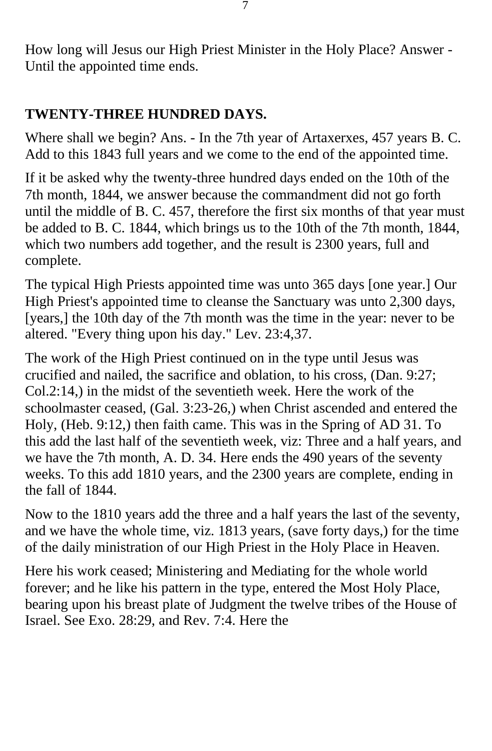How long will Jesus our High Priest Minister in the Holy Place? Answer - Until the appointed time ends.

## TWENTY-THREE HUNDRED DAYS.

Where shall we begin? Ans. - In the 7th year of Artaxerxes, 457 years B. C. Add to this 1843 full years and we come to the end of the appointed time.

If it be asked why the twenty-three hundred days ended on the 10th of the 7th month, 1844, we answer because the commandment did not go forth until the middle of B. C. 457, therefore the first six months of that year must be added to B. C. 1844, which brings us to the 10th of the 7th month, 1844, which two numbers add together, and the result is 2300 years, full and complete.

The typical High Priests appointed time was unto 365 days [one year.] Our High Priest's appointed time to cleanse the Sanctuary was unto 2,300 days, [years,] the 10th day of the 7th month was the time in the year: never to be altered. "Every thing upon his day." Lev. 23:4,37.

The work of the High Priest continued on in the type until Jesus was crucified and nailed, the sacrifice and oblation, to his cross, (Dan. 9:27; Col.2:14,) in the midst of the seventieth week. Here the work of the schoolmaster ceased, (Gal. 3:23-26,) when Christ ascended and entered the Holy, (Heb. 9:12,) then faith came. This was in the Spring of AD 31. To this add the last half of the seventieth week, viz: Three and a half years, and we have the 7th month, A. D. 34. Here ends the 490 years of the seventy weeks. To this add 1810 years, and the 2300 years are complete, ending in the fall of 1844.

Now to the 1810 years add the three and a half years the last of the seventy, and we have the whole time, viz. 1813 years, (save forty days,) for the time of the daily ministration of our High Priest in the Holy Place in Heaven.

Here his work ceased; Ministering and Mediating for the whole world forever; and he like his pattern in the type, entered the Most Holy Place, bearing upon his breast plate of Judgment the twelve tribes of the House of Israel. See Exo. 28:29, and Rev. 7:4. Here the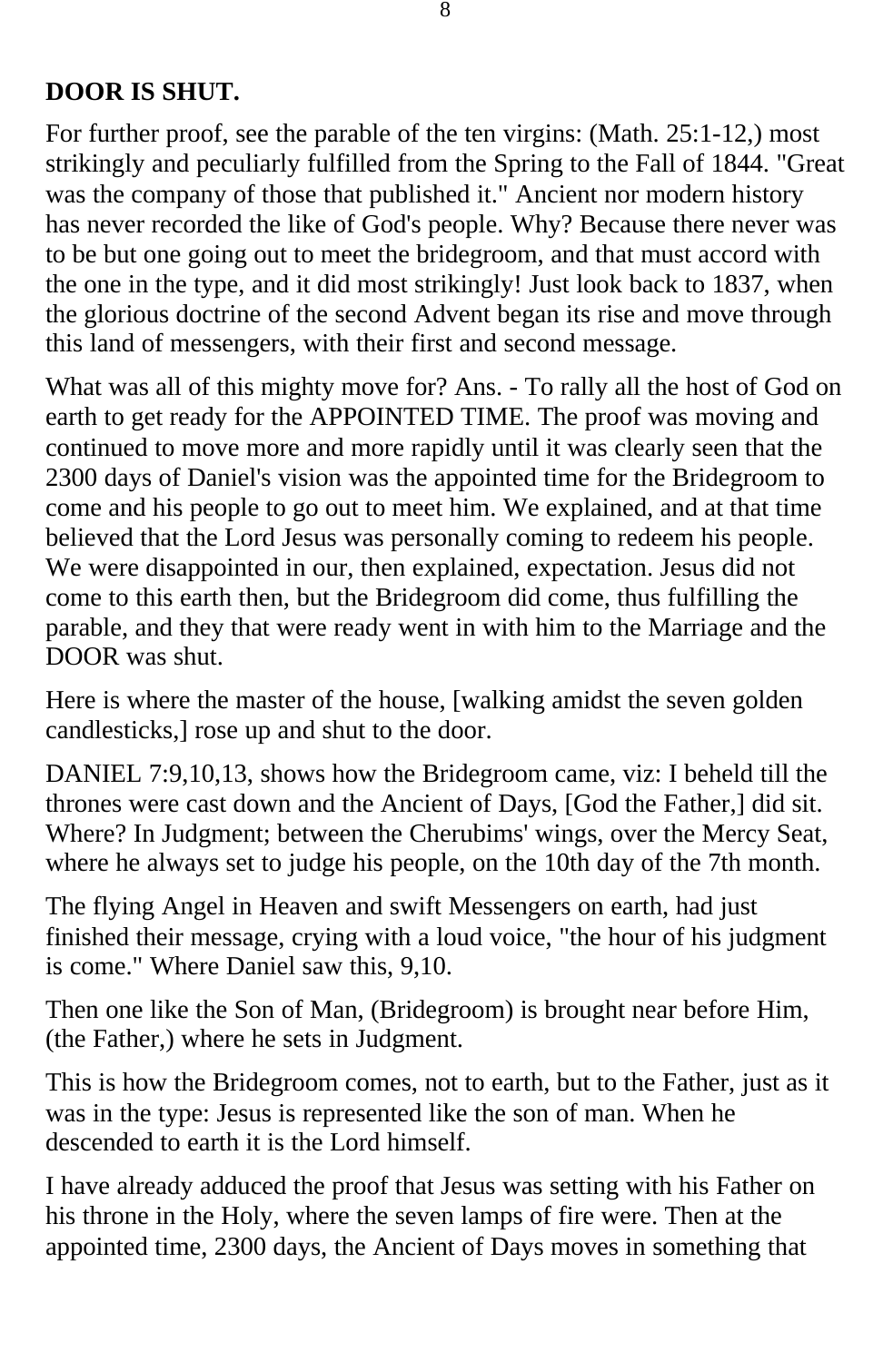**DOOR IS SHUT.**

For further proof, see the parable of the ten virgins: (Math. 25:1-12,) most strikingly and peculiarly fulfilled from the Spring to the Fall of 1844. "Great was the company of those that published it." Ancient nor modern history has never recorded the like of God's people. Why? Because there never was to be but one going out to meet the bridegroom, and that must accord with the one in the type, and it did most strikingly! Just look back to 1837, when the glorious doctrine of the second Advent began its rise and move through this land of messengers, with their first and second message.

What was all of this mighty move for? Ans. - To rally all the host of God on earth to get ready for the APPOINTED TIME. The proof was moving and continued to move more and more rapidly until it was clearly seen that the 2300 days of Daniel's vision was the appointed time for the Bridegroom to come and his people to go out to meet him. We explained, and at that time believed that the Lord Jesus was personally coming to redeem his people. We were disappointed in our, then explained, expectation. Jesus did not come to this earth then, but the Bridegroom did come, thus fulfilling the parable, and they that were ready went in with him to the Marriage and the DOOR was shut.

Here is where the master of the house, [walking amidst the seven golden candlesticks,] rose up and shut to the door.

DANIEL 7:9,10,13, shows how the Bridegroom came, viz: I beheld till the thrones were cast down and the Ancient of Days, [God the Father,] did sit. Where? In Judgment; between the Cherubims' wings, over the Mercy Seat, where he always set to judge his people, on the 10th day of the 7th month.

The flying Angel in Heaven and swift Messengers on earth, had just finished their message, crying with a loud voice, "the hour of his judgment is come." Where Daniel saw this, 9,10.

Then one like the Son of Man, (Bridegroom) is brought near before Him, (the Father,) where he sets in Judgment.

This is how the Bridegroom comes, not to earth, but to the Father, just as it was in the type: Jesus is represented like the son of man. When he descended to earth it is the Lord himself.

I have already adduced the proof that Jesus was setting with his Father on his throne in the Holy, where the seven lamps of fire were. Then at the appointed time, 2300 days, the Ancient of Days moves in something that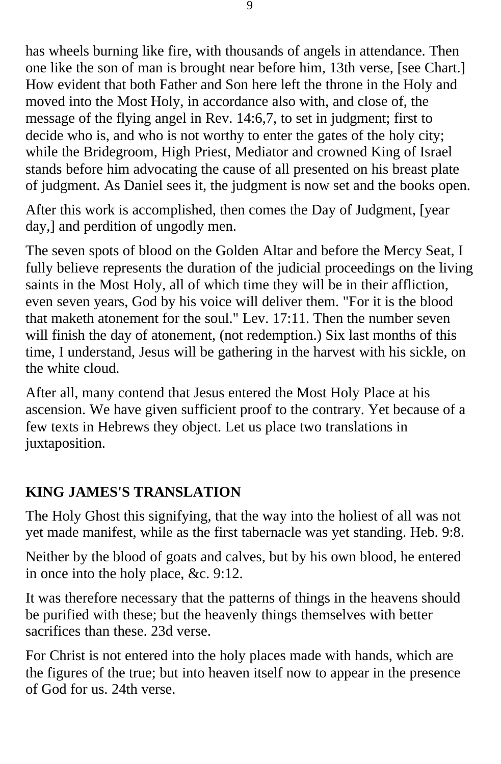has wheels burning like fire, with thousands of angels in attendance. Then one like the son of man is brought near before him, 13th verse, [see Chart.] How evident that both Father and Son here left the throne in the Holy and moved into the Most Holy, in accordance also with, and close of, the message of the flying angel in Rev. 14:6,7, to set in judgment; first to decide who is, and who is not worthy to enter the gates of the holy city; while the Bridegroom, High Priest, Mediator and crowned King of Israel stands before him advocating the cause of all presented on his breast plate of judgment. As Daniel sees it, the judgment is now set and the books open.

After this work is accomplished, then comes the Day of Judgment, [year day,] and perdition of ungodly men.

The seven spots of blood on the Golden Altar and before the Mercy Seat, I fully believe represents the duration of the judicial proceedings on the living saints in the Most Holy, all of which time they will be in their affliction, even seven years, God by his voice will deliver them. "For it is the blood that maketh atonement for the soul." Lev. 17:11. Then the number seven will finish the day of atonement, (not redemption.) Six last months of this time, I understand, Jesus will be gathering in the harvest with his sickle, on the white cloud.

After all, many contend that Jesus entered the Most Holy Place at his ascension. We have given sufficient proof to the contrary. Yet because of a few texts in Hebrews they object. Let us place two translations in juxtaposition.

**KING JAMES'S TRANSLATION**

The Holy Ghost this signifying, that the way into the holiest of all was not yet made manifest, while as the first tabernacle was yet standing. Heb. 9:8.

Neither by the blood of goats and calves, but by his own blood, he entered in once into the holy place, &c. 9:12.

It was therefore necessary that the patterns of things in the heavens should be purified with these; but the heavenly things themselves with better sacrifices than these. 23d verse.

For Christ is not entered into the holy places made with hands, which are the figures of the true; but into heaven itself now to appear in the presence of God for us. 24th verse.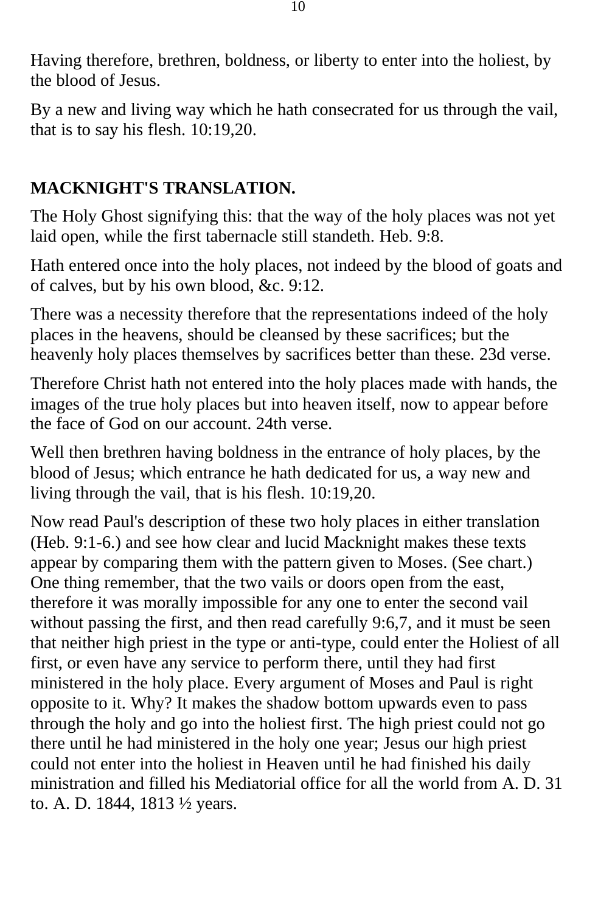Having therefore, brethren, boldness, or liberty to enter into the holiest, by the blood of Jesus.

By a new and living way which he hath consecrated for us through the vail, that is to say his flesh. 10:19,20.

## MACKNIGHT'S TRANSLATION.

The Holy Ghost signifying this: that the way of the holy places was not yet laid open, while the first tabernacle still standeth. Heb. 9:8.

Hath entered once into the holy places, not indeed by the blood of goats and of calves, but by his own blood, &c. 9:12.

There was a necessity therefore that the representations indeed of the holy places in the heavens, should be cleansed by these sacrifices; but the heavenly holy places themselves by sacrifices better than these. 23d verse.

Therefore Christ hath not entered into the holy places made with hands, the images of the true holy places but into heaven itself, now to appear before the face of God on our account. 24th verse.

Well then brethren having boldness in the entrance of holy places, by the blood of Jesus; which entrance he hath dedicated for us, a way new and living through the vail, that is his flesh. 10:19,20.

Now read Paul's description of these two holy places in either translation (Heb. 9:1-6.) and see how clear and lucid Macknight makes these texts appear by comparing them with the pattern given to Moses. (See chart.) One thing remember, that the two vails or doors open from the east, therefore it was morally impossible for any one to enter the second vail without passing the first, and then read carefully 9:6,7, and it must be seen that neither high priest in the type or anti-type, could enter the Holiest of all first, or even have any service to perform there, until they had first ministered in the holy place. Every argument of Moses and Paul is right opposite to it. Why? It makes the shadow bottom upwards even to pass through the holy and go into the holiest first. The high priest could not go there until he had ministered in the holy one year; Jesus our high priest could not enter into the holiest in Heaven until he had finished his daily ministration and filled his Mediatorial office for all the world from A. D. 31 to. A. D. 1844, 1813 ½ years.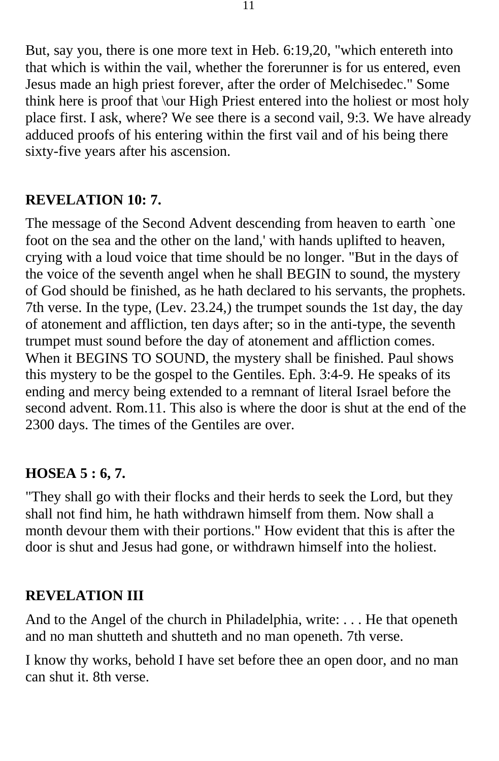But, say you, there is one more text in Heb. 6:19,20, "which entereth into that which is within the vail, whether the forerunner is for us entered, even Jesus made an high priest forever, after the order of Melchisedec." Some think here is proof that \our High Priest entered into the holiest or most holy place first. I ask, where? We see there is a second vail, 9:3. We have already adduced proofs of his entering within the first vail and of his being there sixty-five years after his ascension.

**REVELATION 10: 7.**

The message of the Second Advent descending from heaven to earth `one foot on the sea and the other on the land,' with hands uplifted to heaven, crying with a loud voice that time should be no longer. "But in the days of the voice of the seventh angel when he shall BEGIN to sound, the mystery of God should be finished, as he hath declared to his servants, the prophets. 7th verse. In the type, (Lev. 23.24,) the trumpet sounds the 1st day, the day of atonement and affliction, ten days after; so in the anti-type, the seventh trumpet must sound before the day of atonement and affliction comes. When it BEGINS TO SOUND, the mystery shall be finished. Paul shows this mystery to be the gospel to the Gentiles. Eph. 3:4-9. He speaks of its ending and mercy being extended to a remnant of literal Israel before the second advent. Rom.11. This also is where the door is shut at the end of the 2300 days. The times of the Gentiles are over.

**HOSEA 5 : 6, 7.**

"They shall go with their flocks and their herds to seek the Lord, but they shall not find him, he hath withdrawn himself from them. Now shall a month devour them with their portions." How evident that this is after the door is shut and Jesus had gone, or withdrawn himself into the holiest.

**REVELATION III**

And to the Angel of the church in Philadelphia, write: . . . He that openeth and no man shutteth and shutteth and no man openeth. 7th verse.

I know thy works, behold I have set before thee an open door, and no man can shut it. 8th verse.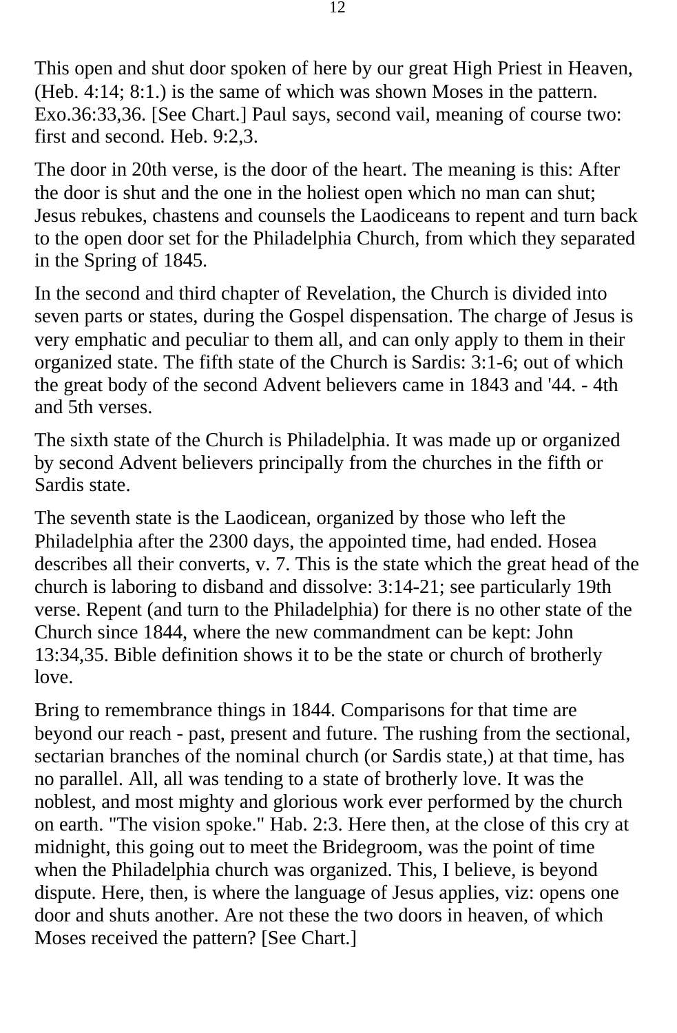This open and shut door spoken of here by our great High Priest in Heaven, (Heb. 4:14; 8:1.) is the same of which was shown Moses in the pattern. Exo.36:33,36. [See Chart.] Paul says, second vail, meaning of course two: first and second. Heb. 9:2,3.

The door in 20th verse, is the door of the heart. The meaning is this: After the door is shut and the one in the holiest open which no man can shut; Jesus rebukes, chastens and counsels the Laodiceans to repent and turn back to the open door set for the Philadelphia Church, from which they separated in the Spring of 1845.

In the second and third chapter of Revelation, the Church is divided into seven parts or states, during the Gospel dispensation. The charge of Jesus is very emphatic and peculiar to them all, and can only apply to them in their organized state. The fifth state of the Church is Sardis: 3:1-6; out of which the great body of the second Advent believers came in 1843 and '44. - 4th and 5th verses.

The sixth state of the Church is Philadelphia. It was made up or organized by second Advent believers principally from the churches in the fifth or Sardis state.

The seventh state is the Laodicean, organized by those who left the Philadelphia after the 2300 days, the appointed time, had ended. Hosea describes all their converts, v. 7. This is the state which the great head of the church is laboring to disband and dissolve: 3:14-21; see particularly 19th verse. Repent (and turn to the Philadelphia) for there is no other state of the Church since 1844, where the new commandment can be kept: John 13:34,35. Bible definition shows it to be the state or church of brotherly love.

Bring to remembrance things in 1844. Comparisons for that time are beyond our reach - past, present and future. The rushing from the sectional, sectarian branches of the nominal church (or Sardis state,) at that time, has no parallel. All, all was tending to a state of brotherly love. It was the noblest, and most mighty and glorious work ever performed by the church on earth. "The vision spoke." Hab. 2:3. Here then, at the close of this cry at midnight, this going out to meet the Bridegroom, was the point of time when the Philadelphia church was organized. This, I believe, is beyond dispute. Here, then, is where the language of Jesus applies, viz: opens one door and shuts another. Are not these the two doors in heaven, of which Moses received the pattern? [See Chart.]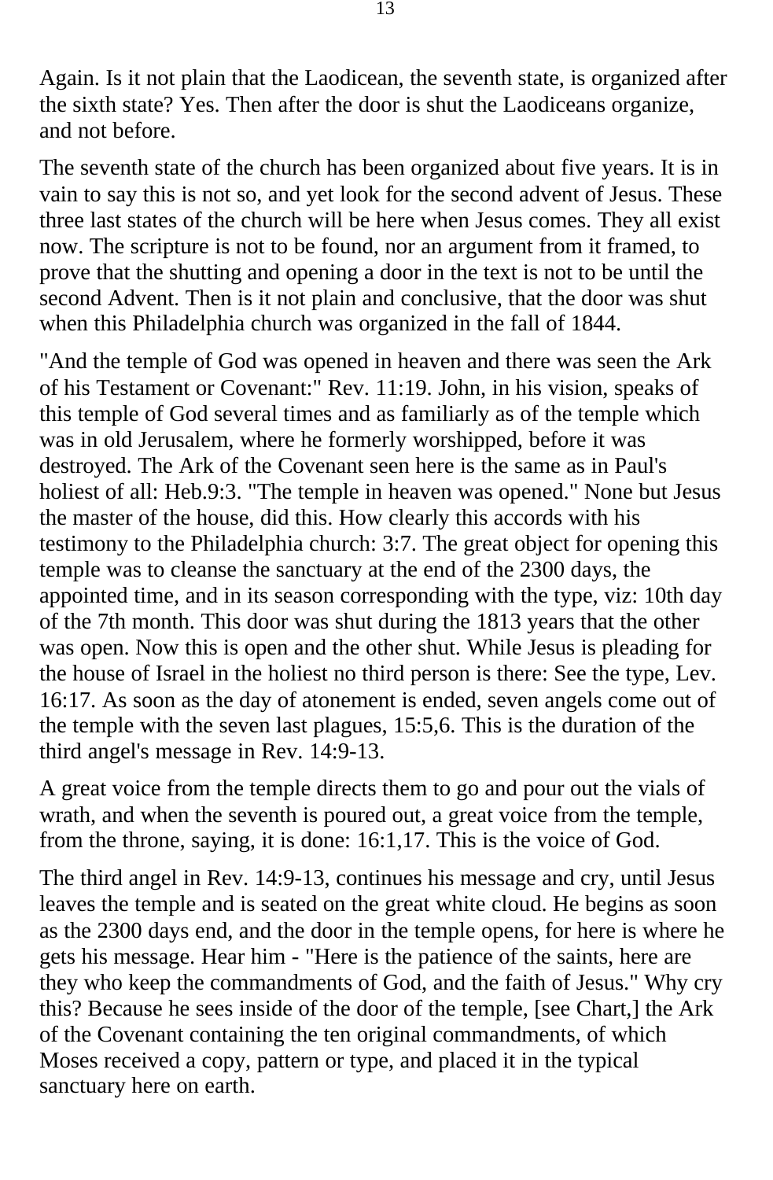Again. Is it not plain that the Laodicean, the seventh state, is organized after the sixth state? Yes. Then after the door is shut the Laodiceans organize, and not before.

The seventh state of the church has been organized about five years. It is in vain to say this is not so, and yet look for the second advent of Jesus. These three last states of the church will be here when Jesus comes. They all exist now. The scripture is not to be found, nor an argument from it framed, to prove that the shutting and opening a door in the text is not to be until the second Advent. Then is it not plain and conclusive, that the door was shut when this Philadelphia church was organized in the fall of 1844.

"And the temple of God was opened in heaven and there was seen the Ark of his Testament or Covenant:" Rev. 11:19. John, in his vision, speaks of this temple of God several times and as familiarly as of the temple which was in old Jerusalem, where he formerly worshipped, before it was destroyed. The Ark of the Covenant seen here is the same as in Paul's holiest of all: Heb.9:3. "The temple in heaven was opened." None but Jesus the master of the house, did this. How clearly this accords with his testimony to the Philadelphia church: 3:7. The great object for opening this temple was to cleanse the sanctuary at the end of the 2300 days, the appointed time, and in its season corresponding with the type, viz: 10th day of the 7th month. This door was shut during the 1813 years that the other was open. Now this is open and the other shut. While Jesus is pleading for the house of Israel in the holiest no third person is there: See the type, Lev. 16:17. As soon as the day of atonement is ended, seven angels come out of the temple with the seven last plagues, 15:5,6. This is the duration of the third angel's message in Rev. 14:9-13.

A great voice from the temple directs them to go and pour out the vials of wrath, and when the seventh is poured out, a great voice from the temple, from the throne, saying, it is done: 16:1,17. This is the voice of God.

The third angel in Rev. 14:9-13, continues his message and cry, until Jesus leaves the temple and is seated on the great white cloud. He begins as soon as the 2300 days end, and the door in the temple opens, for here is where he gets his message. Hear him - "Here is the patience of the saints, here are they who keep the commandments of God, and the faith of Jesus." Why cry this? Because he sees inside of the door of the temple, [see Chart,] the Ark of the Covenant containing the ten original commandments, of which Moses received a copy, pattern or type, and placed it in the typical sanctuary here on earth.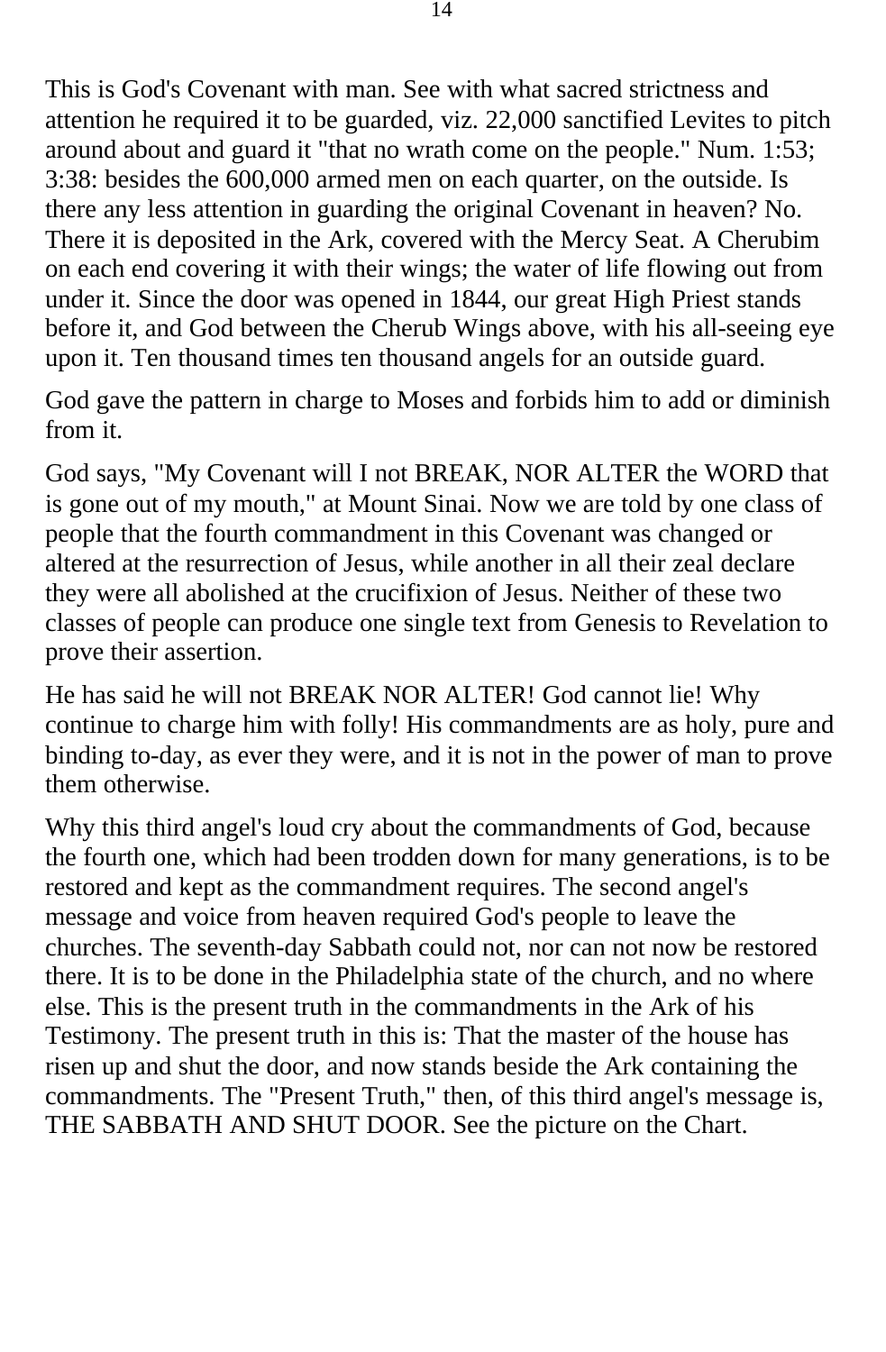This is God's Covenant with man. See with what sacred strictness and attention he required it to be guarded, viz. 22,000 sanctified Levites to pitch around about and guard it "that no wrath come on the people." Num. 1:53; 3:38: besides the 600,000 armed men on each quarter, on the outside. Is there any less attention in guarding the original Covenant in heaven? No. There it is deposited in the Ark, covered with the Mercy Seat. A Cherubim on each end covering it with their wings; the water of life flowing out from under it. Since the door was opened in 1844, our great High Priest stands before it, and God between the Cherub Wings above, with his all-seeing eye upon it. Ten thousand times ten thousand angels for an outside guard.

God gave the pattern in charge to Moses and forbids him to add or diminish from it.

God says, "My Covenant will I not BREAK, NOR ALTER the WORD that is gone out of my mouth," at Mount Sinai. Now we are told by one class of people that the fourth commandment in this Covenant was changed or altered at the resurrection of Jesus, while another in all their zeal declare they were all abolished at the crucifixion of Jesus. Neither of these two classes of people can produce one single text from Genesis to Revelation to prove their assertion.

He has said he will not BREAK NOR ALTER! God cannot lie! Why continue to charge him with folly! His commandments are as holy, pure and binding to-day, as ever they were, and it is not in the power of man to prove them otherwise.

Why this third angel's loud cry about the commandments of God, because the fourth one, which had been trodden down for many generations, is to be restored and kept as the commandment requires. The second angel's message and voice from heaven required God's people to leave the churches. The seventh-day Sabbath could not, nor can not now be restored there. It is to be done in the Philadelphia state of the church, and no where else. This is the present truth in the commandments in the Ark of his Testimony. The present truth in this is: That the master of the house has risen up and shut the door, and now stands beside the Ark containing the commandments. The "Present Truth," then, of this third angel's message is, THE SABBATH AND SHUT DOOR. See the picture on the Chart.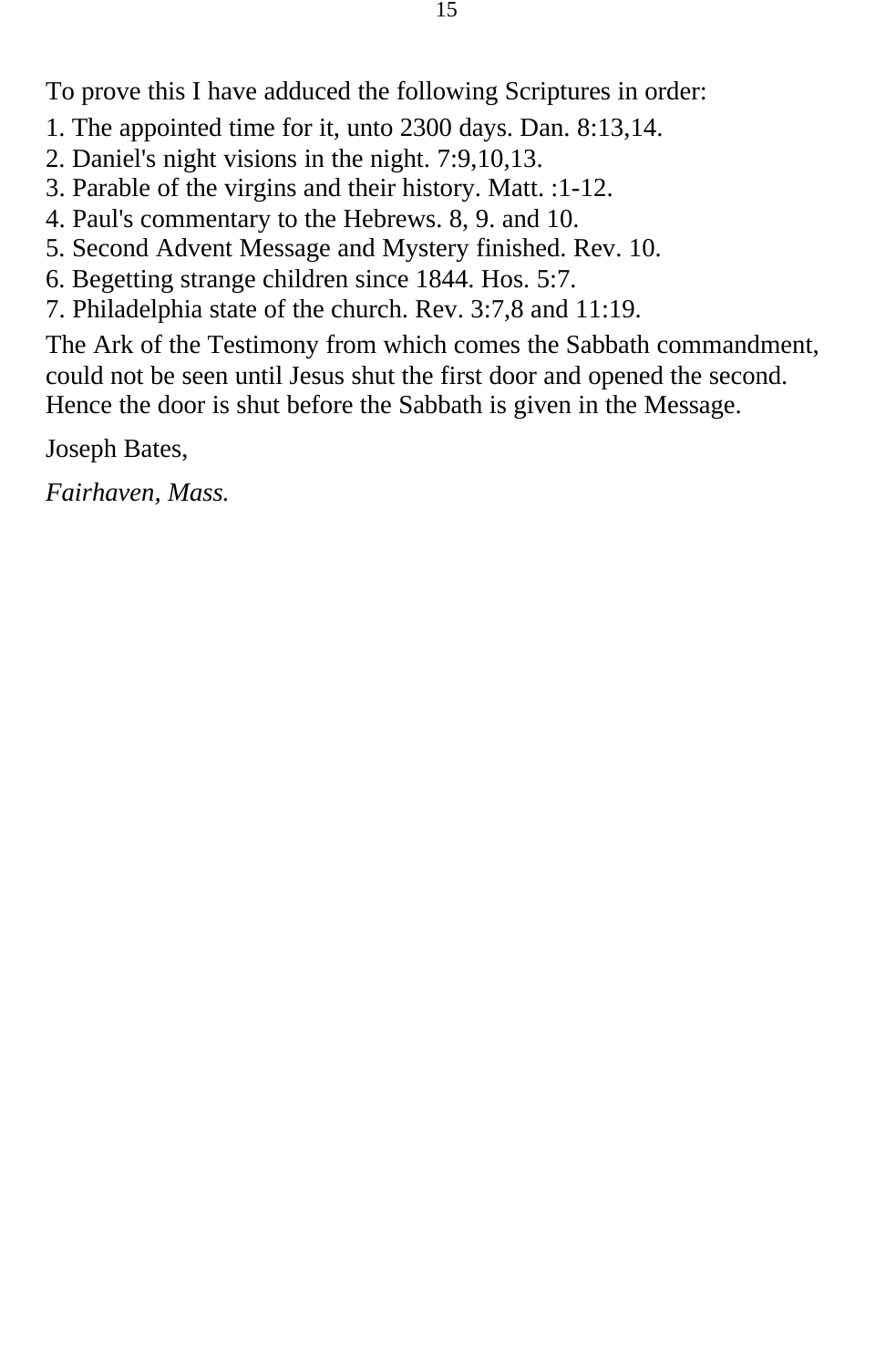To prove this I have adduced the following Scriptures in order:

1. The appointed time for it, unto 2300 days. Dan. 8:13,14.
2. Daniel's night visions in the night. 7:9,10,13.
3. Parable of the virgins and their history. Matt. :1-12.
4. Paul's commentary to the Hebrews. 8, 9. and 10.
5. Second Advent Message and Mystery finished. Rev. 10.
6. Begetting strange children since 1844. Hos. 5:7.
7. Philadelphia state of the church. Rev. 3:7,8 and 11:19.

The Ark of the Testimony from which comes the Sabbath commandment, could not be seen until Jesus shut the first door and opened the second. Hence the door is shut before the Sabbath is given in the Message.

Joseph Bates,

*Fairhaven, Mass.*